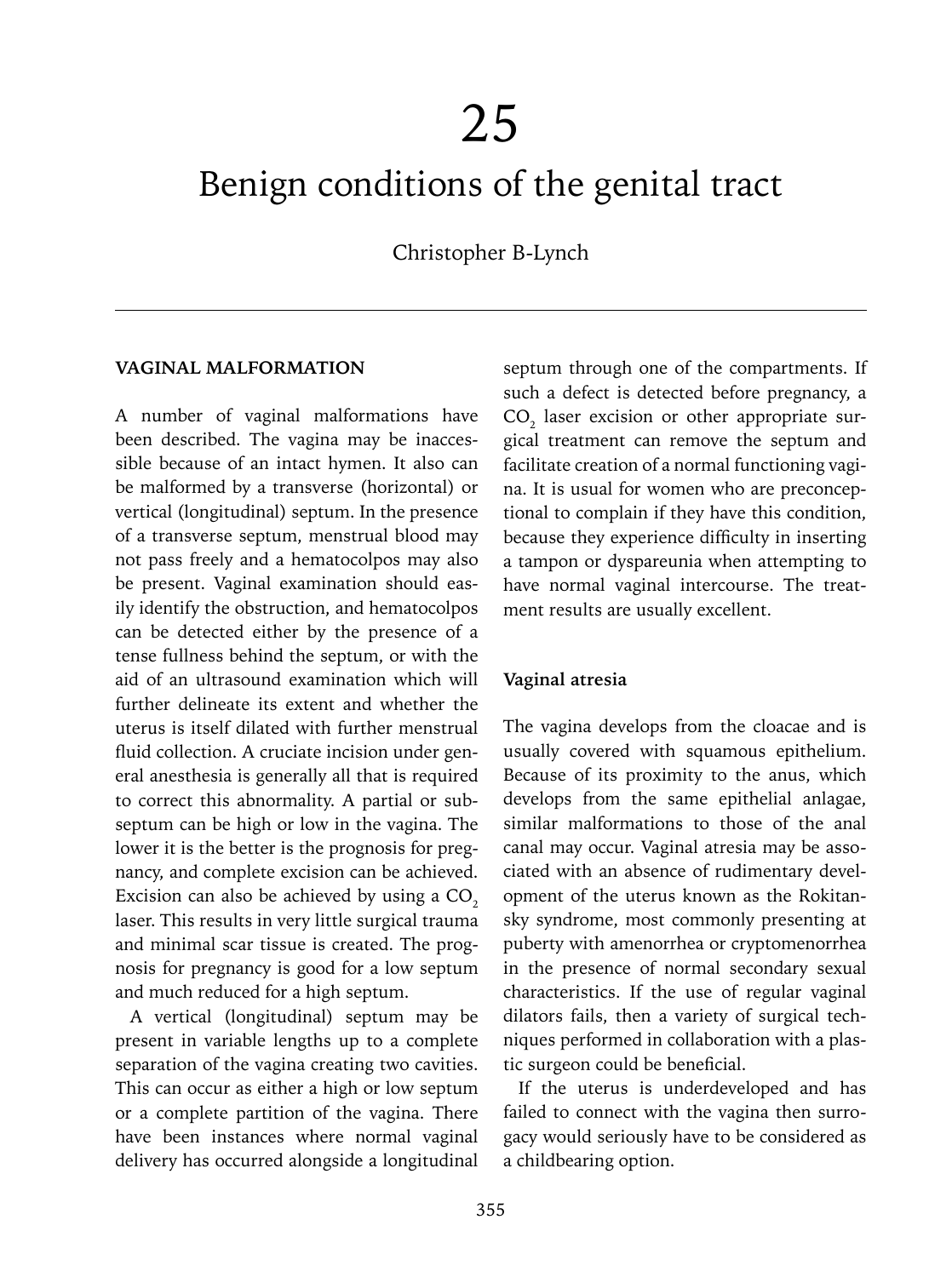# 25

# Benign conditions of the genital tract

Christopher B-Lynch

## VAGINAL MALFORMATION

A number of vaginal malformations have been described. The vagina may be inaccessible because of an intact hymen. It also can be malformed by a transverse (horizontal) or vertical (longitudinal) septum. In the presence of a transverse septum, menstrual blood may not pass freely and a hematocolpos may also be present. Vaginal examination should easily identify the obstruction, and hematocolpos can be detected either by the presence of a tense fullness behind the septum, or with the aid of an ultrasound examination which will further delineate its extent and whether the uterus is itself dilated with further menstrual fluid collection. A cruciate incision under general anesthesia is generally all that is required to correct this abnormality. A partial or subseptum can be high or low in the vagina. The lower it is the better is the prognosis for pregnancy, and complete excision can be achieved. Excision can also be achieved by using a $CO_2$ laser. This results in very little surgical trauma and minimal scar tissue is created. The prognosis for pregnancy is good for a low septum and much reduced for a high septum.

A vertical (longitudinal) septum may be present in variable lengths up to a complete separation of the vagina creating two cavities. This can occur as either a high or low septum or a complete partition of the vagina. There have been instances where normal vaginal delivery has occurred alongside a longitudinal septum through one of the compartments. If such a defect is detected before pregnancy, a $CO_2$ laser excision or other appropriate surgical treatment can remove the septum and facilitate creation of a normal functioning vagina. It is usual for women who are preconceptional to complain if they have this condition, because they experience difficulty in inserting a tampon or dyspareunia when attempting to have normal vaginal intercourse. The treatment results are usually excellent.

### Vaginal atresia

The vagina develops from the cloacae and is usually covered with squamous epithelium. Because of its proximity to the anus, which develops from the same epithelial anlagae, similar malformations to those of the anal canal may occur. Vaginal atresia may be associated with an absence of rudimentary development of the uterus known as the Rokitansky syndrome, most commonly presenting at puberty with amenorrhea or cryptomenorrhea in the presence of normal secondary sexual characteristics. If the use of regular vaginal dilators fails, then a variety of surgical techniques performed in collaboration with a plastic surgeon could be beneficial.

If the uterus is underdeveloped and has failed to connect with the vagina then surrogacy would seriously have to be considered as a childbearing option.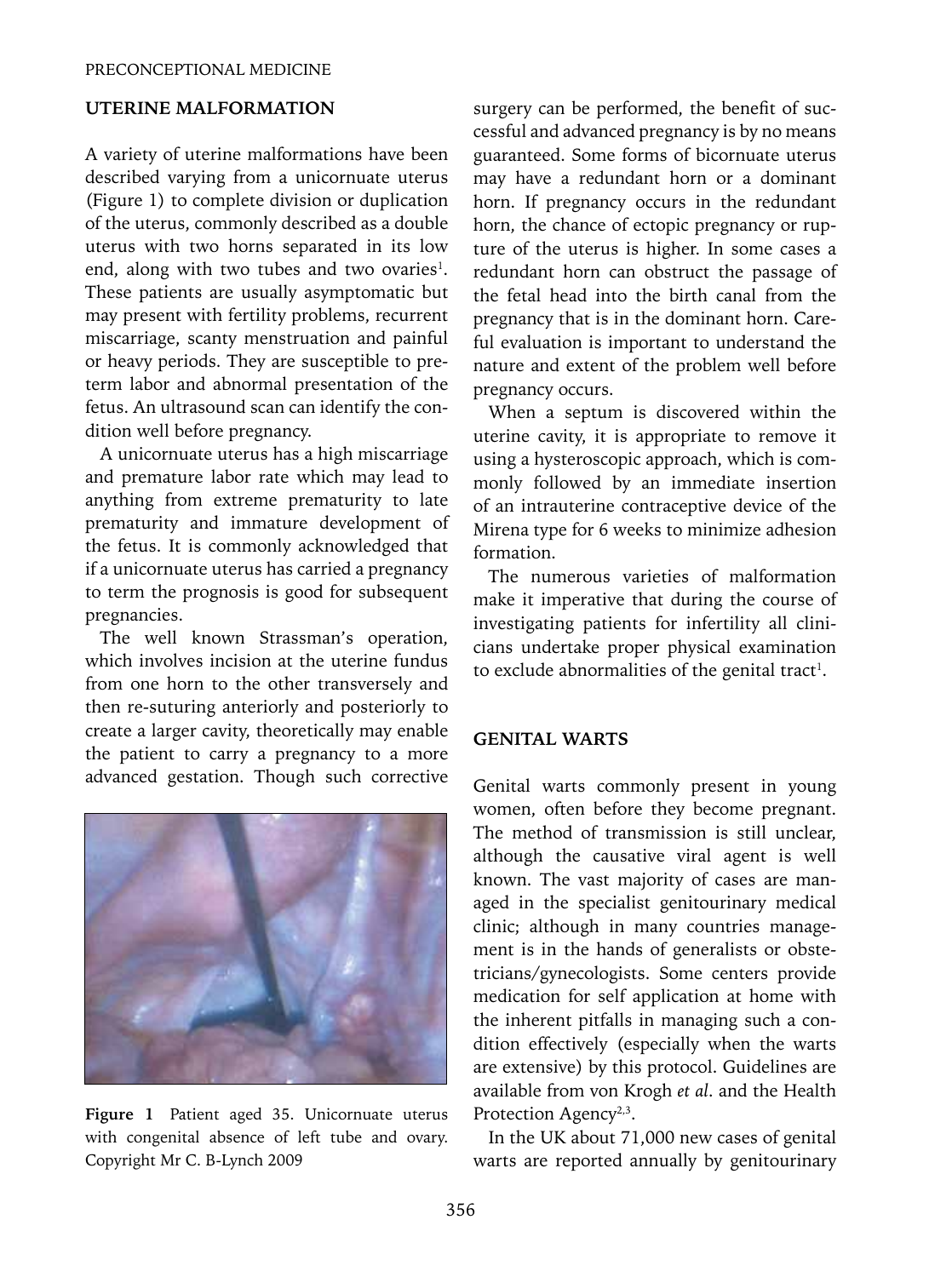## UTERINE MALFORMATION

A variety of uterine malformations have been described varying from a unicornuate uterus (Figure 1) to complete division or duplication of the uterus, commonly described as a double uterus with two horns separated in its low end, along with two tubes and two ovaries[1]. These patients are usually asymptomatic but may present with fertility problems, recurrent miscarriage, scanty menstruation and painful or heavy periods. They are susceptible to preterm labor and abnormal presentation of the fetus. An ultrasound scan can identify the condition well before pregnancy.

A unicornuate uterus has a high miscarriage and premature labor rate which may lead to anything from extreme prematurity to late prematurity and immature development of the fetus. It is commonly acknowledged that if a unicornuate uterus has carried a pregnancy to term the prognosis is good for subsequent pregnancies.

The well known Strassman's operation, which involves incision at the uterine fundus from one horn to the other transversely and then re-suturing anteriorly and posteriorly to create a larger cavity, theoretically may enable the patient to carry a pregnancy to a more advanced gestation. Though such corrective surgery can be performed, the benefit of successful and advanced pregnancy is by no means guaranteed. Some forms of bicornuate uterus may have a redundant horn or a dominant horn. If pregnancy occurs in the redundant horn, the chance of ectopic pregnancy or rupture of the uterus is higher. In some cases a redundant horn can obstruct the passage of the fetal head into the birth canal from the pregnancy that is in the dominant horn. Careful evaluation is important to understand the nature and extent of the problem well before pregnancy occurs.

**Figure 1** Patient aged 35. Unicornuate uterus with congenital absence of left tube and ovary. Copyright Mr C. B-Lynch 2009

When a septum is discovered within the uterine cavity, it is appropriate to remove it using a hysteroscopic approach, which is commonly followed by an immediate insertion of an intrauterine contraceptive device of the Mirena type for 6 weeks to minimize adhesion formation.

The numerous varieties of malformation make it imperative that during the course of investigating patients for infertility all clinicians undertake proper physical examination to exclude abnormalities of the genital tract[1].

## GENITAL WARTS

Genital warts commonly present in young women, often before they become pregnant. The method of transmission is still unclear, although the causative viral agent is well known. The vast majority of cases are managed in the specialist genitourinary medical clinic; although in many countries management is in the hands of generalists or obstetricians/gynecologists. Some centers provide medication for self application at home with the inherent pitfalls in managing such a condition effectively (especially when the warts are extensive) by this protocol. Guidelines are available from von Krogh *et al*. and the Health Protection Agency[2,3].

In the UK about 71,000 new cases of genital warts are reported annually by genitourinary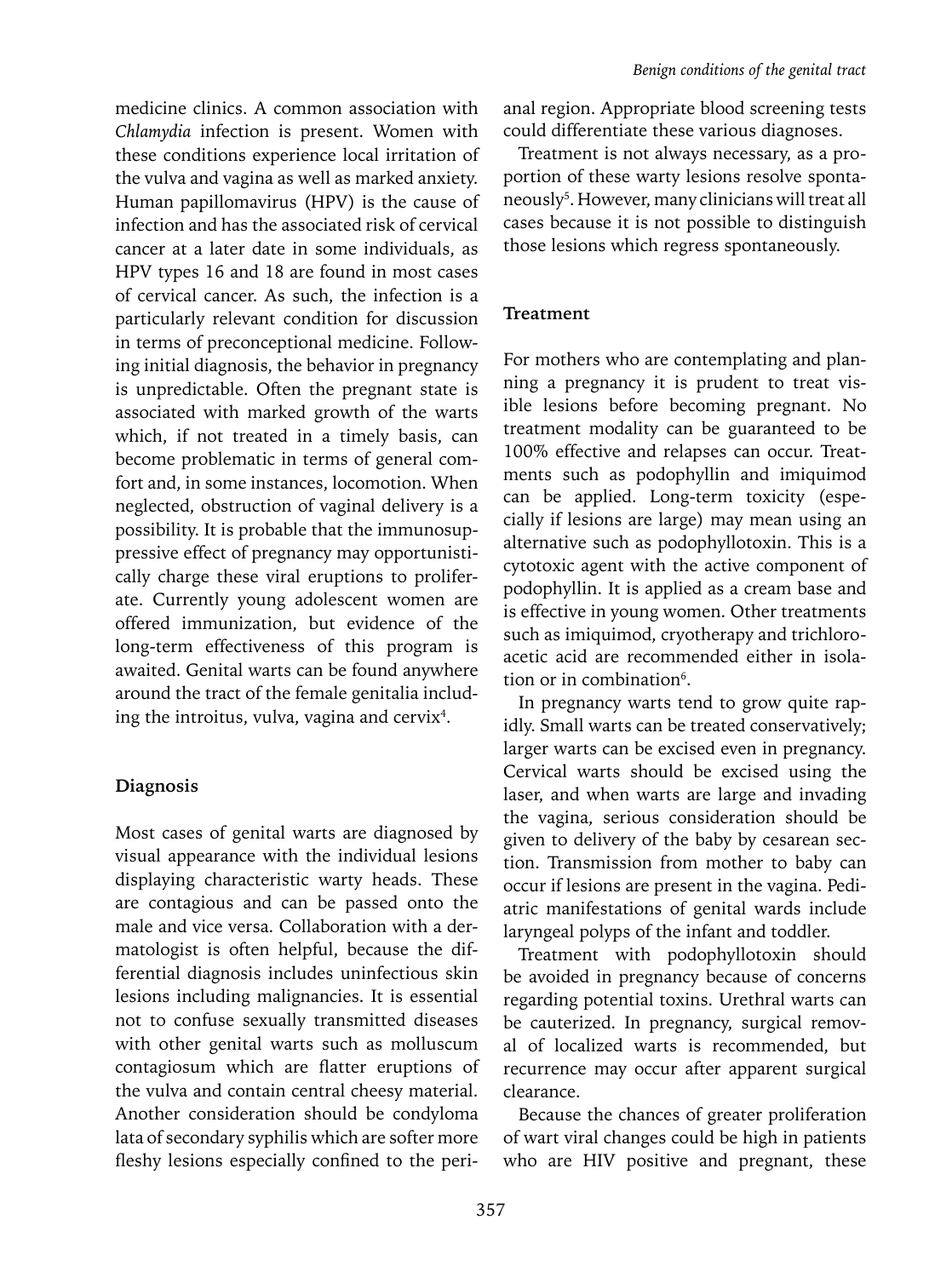medicine clinics. A common association with *Chlamydia* infection is present. Women with these conditions experience local irritation of the vulva and vagina as well as marked anxiety. Human papillomavirus (HPV) is the cause of infection and has the associated risk of cervical cancer at a later date in some individuals, as HPV types 16 and 18 are found in most cases of cervical cancer. As such, the infection is a particularly relevant condition for discussion in terms of preconceptional medicine. Following initial diagnosis, the behavior in pregnancy is unpredictable. Often the pregnant state is associated with marked growth of the warts which, if not treated in a timely basis, can become problematic in terms of general comfort and, in some instances, locomotion. When neglected, obstruction of vaginal delivery is a possibility. It is probable that the immunosuppressive effect of pregnancy may opportunistically charge these viral eruptions to proliferate. Currently young adolescent women are offered immunization, but evidence of the long-term effectiveness of this program is awaited. Genital warts can be found anywhere around the tract of the female genitalia including the introitus, vulva, vagina and cervix[4].

### Diagnosis

Most cases of genital warts are diagnosed by visual appearance with the individual lesions displaying characteristic warty heads. These are contagious and can be passed onto the male and vice versa. Collaboration with a dermatologist is often helpful, because the differential diagnosis includes uninfectious skin lesions including malignancies. It is essential not to confuse sexually transmitted diseases with other genital warts such as molluscum contagiosum which are flatter eruptions of the vulva and contain central cheesy material. Another consideration should be condyloma lata of secondary syphilis which are softer more fleshy lesions especially confined to the perianal region. Appropriate blood screening tests could differentiate these various diagnoses.

Treatment is not always necessary, as a proportion of these warty lesions resolve spontaneously[5]. However, many clinicians will treat all cases because it is not possible to distinguish those lesions which regress spontaneously.

### Treatment

For mothers who are contemplating and planning a pregnancy it is prudent to treat visible lesions before becoming pregnant. No treatment modality can be guaranteed to be 100% effective and relapses can occur. Treatments such as podophyllin and imiquimod can be applied. Long-term toxicity (especially if lesions are large) may mean using an alternative such as podophyllotoxin. This is a cytotoxic agent with the active component of podophyllin. It is applied as a cream base and is effective in young women. Other treatments such as imiquimod, cryotherapy and trichloroacetic acid are recommended either in isolation or in combination[6].

In pregnancy warts tend to grow quite rapidly. Small warts can be treated conservatively; larger warts can be excised even in pregnancy. Cervical warts should be excised using the laser, and when warts are large and invading the vagina, serious consideration should be given to delivery of the baby by cesarean section. Transmission from mother to baby can occur if lesions are present in the vagina. Pediatric manifestations of genital wards include laryngeal polyps of the infant and toddler.

Treatment with podophyllotoxin should be avoided in pregnancy because of concerns regarding potential toxins. Urethral warts can be cauterized. In pregnancy, surgical removal of localized warts is recommended, but recurrence may occur after apparent surgical clearance.

Because the chances of greater proliferation of wart viral changes could be high in patients who are HIV positive and pregnant, these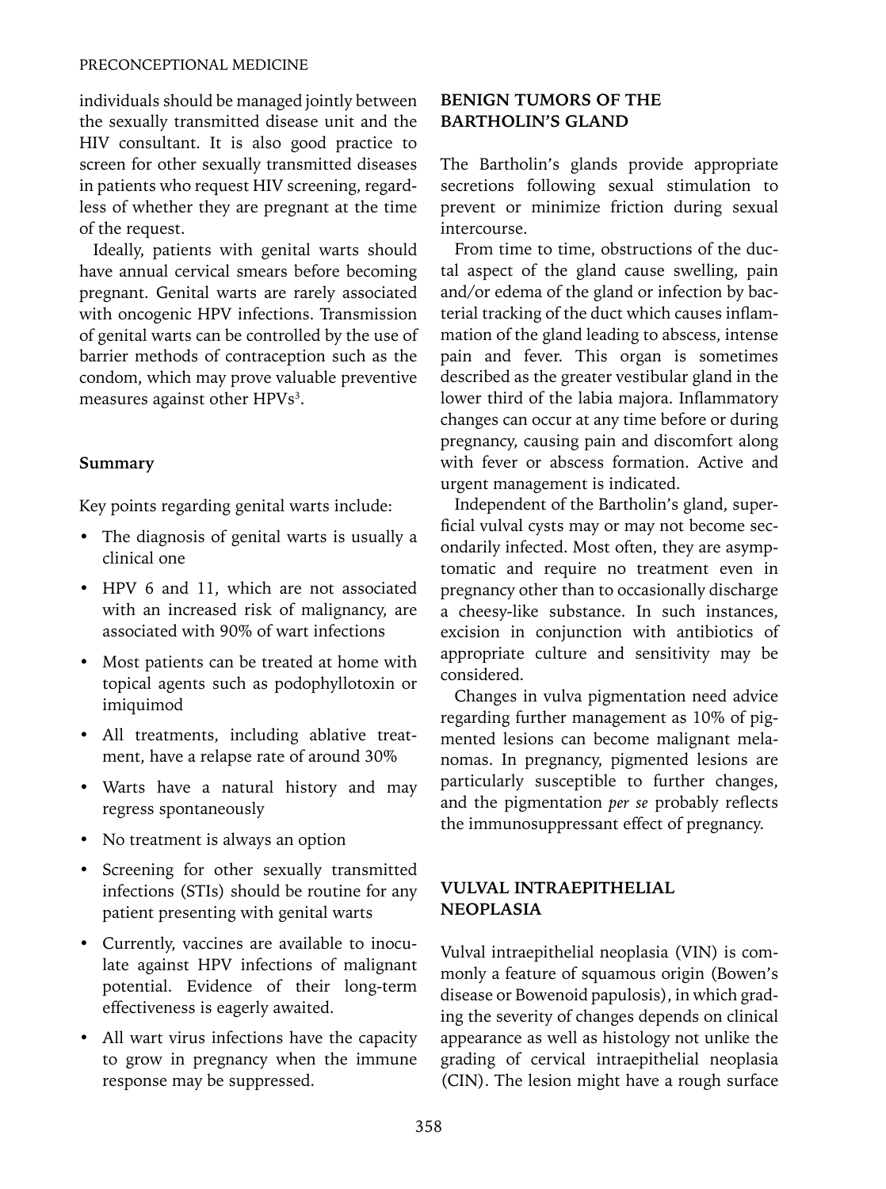individuals should be managed jointly between the sexually transmitted disease unit and the HIV consultant. It is also good practice to screen for other sexually transmitted diseases in patients who request HIV screening, regardless of whether they are pregnant at the time of the request.

Ideally, patients with genital warts should have annual cervical smears before becoming pregnant. Genital warts are rarely associated with oncogenic HPV infections. Transmission of genital warts can be controlled by the use of barrier methods of contraception such as the condom, which may prove valuable preventive measures against other HPVs[3].

### Summary

Key points regarding genital warts include:

- The diagnosis of genital warts is usually a clinical one
- HPV 6 and 11, which are not associated with an increased risk of malignancy, are associated with 90% of wart infections
- Most patients can be treated at home with topical agents such as podophyllotoxin or imiquimod
- All treatments, including ablative treatment, have a relapse rate of around 30%
- Warts have a natural history and may regress spontaneously
- No treatment is always an option
- Screening for other sexually transmitted infections (STIs) should be routine for any patient presenting with genital warts
- Currently, vaccines are available to inoculate against HPV infections of malignant potential. Evidence of their long-term effectiveness is eagerly awaited.
- All wart virus infections have the capacity to grow in pregnancy when the immune response may be suppressed.

## BENIGN TUMORS OF THE BARTHOLIN'S GLAND

The Bartholin's glands provide appropriate secretions following sexual stimulation to prevent or minimize friction during sexual intercourse.

From time to time, obstructions of the ductal aspect of the gland cause swelling, pain and/or edema of the gland or infection by bacterial tracking of the duct which causes inflammation of the gland leading to abscess, intense pain and fever. This organ is sometimes described as the greater vestibular gland in the lower third of the labia majora. Inflammatory changes can occur at any time before or during pregnancy, causing pain and discomfort along with fever or abscess formation. Active and urgent management is indicated.

Independent of the Bartholin's gland, superficial vulval cysts may or may not become secondarily infected. Most often, they are asymptomatic and require no treatment even in pregnancy other than to occasionally discharge a cheesy-like substance. In such instances, excision in conjunction with antibiotics of appropriate culture and sensitivity may be considered.

Changes in vulva pigmentation need advice regarding further management as 10% of pigmented lesions can become malignant melanomas. In pregnancy, pigmented lesions are particularly susceptible to further changes, and the pigmentation *per se* probably reflects the immunosuppressant effect of pregnancy.

## VULVAL INTRAEPITHELIAL NEOPLASIA

Vulval intraepithelial neoplasia (VIN) is commonly a feature of squamous origin (Bowen's disease or Bowenoid papulosis), in which grading the severity of changes depends on clinical appearance as well as histology not unlike the grading of cervical intraepithelial neoplasia (CIN). The lesion might have a rough surface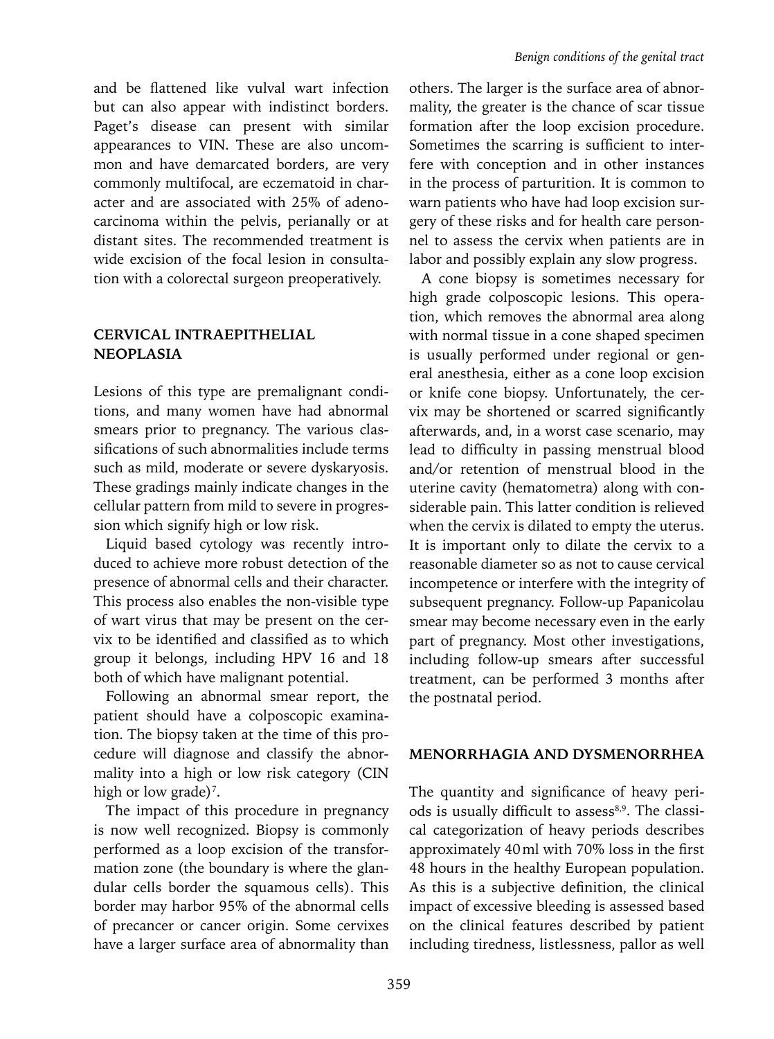and be flattened like vulval wart infection but can also appear with indistinct borders. Paget's disease can present with similar appearances to VIN. These are also uncommon and have demarcated borders, are very commonly multifocal, are eczematoid in character and are associated with 25% of adenocarcinoma within the pelvis, perianally or at distant sites. The recommended treatment is wide excision of the focal lesion in consultation with a colorectal surgeon preoperatively.

## CERVICAL INTRAEPITHELIAL NEOPLASIA

Lesions of this type are premalignant conditions, and many women have had abnormal smears prior to pregnancy. The various classifications of such abnormalities include terms such as mild, moderate or severe dyskaryosis. These gradings mainly indicate changes in the cellular pattern from mild to severe in progression which signify high or low risk.

Liquid based cytology was recently introduced to achieve more robust detection of the presence of abnormal cells and their character. This process also enables the non-visible type of wart virus that may be present on the cervix to be identified and classified as to which group it belongs, including HPV 16 and 18 both of which have malignant potential.

Following an abnormal smear report, the patient should have a colposcopic examination. The biopsy taken at the time of this procedure will diagnose and classify the abnormality into a high or low risk category (CIN high or low grade)[7].

The impact of this procedure in pregnancy is now well recognized. Biopsy is commonly performed as a loop excision of the transformation zone (the boundary is where the glandular cells border the squamous cells). This border may harbor 95% of the abnormal cells of precancer or cancer origin. Some cervixes have a larger surface area of abnormality than others. The larger is the surface area of abnormality, the greater is the chance of scar tissue formation after the loop excision procedure. Sometimes the scarring is sufficient to interfere with conception and in other instances in the process of parturition. It is common to warn patients who have had loop excision surgery of these risks and for health care personnel to assess the cervix when patients are in labor and possibly explain any slow progress.

A cone biopsy is sometimes necessary for high grade colposcopic lesions. This operation, which removes the abnormal area along with normal tissue in a cone shaped specimen is usually performed under regional or general anesthesia, either as a cone loop excision or knife cone biopsy. Unfortunately, the cervix may be shortened or scarred significantly afterwards, and, in a worst case scenario, may lead to difficulty in passing menstrual blood and/or retention of menstrual blood in the uterine cavity (hematometra) along with considerable pain. This latter condition is relieved when the cervix is dilated to empty the uterus. It is important only to dilate the cervix to a reasonable diameter so as not to cause cervical incompetence or interfere with the integrity of subsequent pregnancy. Follow-up Papanicolau smear may become necessary even in the early part of pregnancy. Most other investigations, including follow-up smears after successful treatment, can be performed 3 months after the postnatal period.

## MENORRHAGIA AND DYSMENORRHEA

The quantity and significance of heavy periods is usually difficult to assess[8,9]. The classical categorization of heavy periods describes approximately 40 ml with 70% loss in the first 48 hours in the healthy European population. As this is a subjective definition, the clinical impact of excessive bleeding is assessed based on the clinical features described by patient including tiredness, listlessness, pallor as well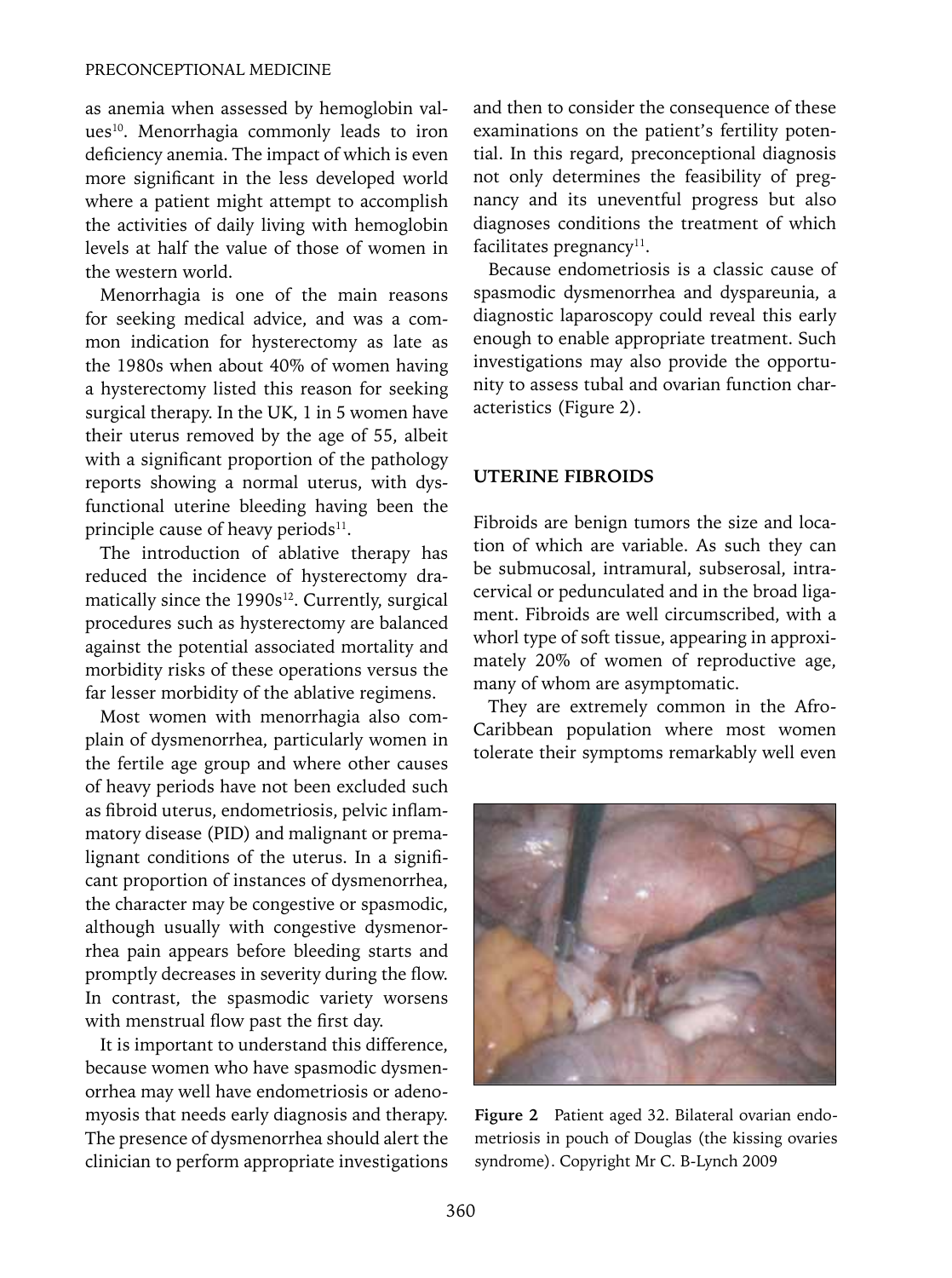as anemia when assessed by hemoglobin values[10]. Menorrhagia commonly leads to iron deficiency anemia. The impact of which is even more significant in the less developed world where a patient might attempt to accomplish the activities of daily living with hemoglobin levels at half the value of those of women in the western world.

Menorrhagia is one of the main reasons for seeking medical advice, and was a common indication for hysterectomy as late as the 1980s when about 40% of women having a hysterectomy listed this reason for seeking surgical therapy. In the UK, 1 in 5 women have their uterus removed by the age of 55, albeit with a significant proportion of the pathology reports showing a normal uterus, with dysfunctional uterine bleeding having been the principle cause of heavy periods[11].

The introduction of ablative therapy has reduced the incidence of hysterectomy dramatically since the 1990s[12]. Currently, surgical procedures such as hysterectomy are balanced against the potential associated mortality and morbidity risks of these operations versus the far lesser morbidity of the ablative regimens.

Most women with menorrhagia also complain of dysmenorrhea, particularly women in the fertile age group and where other causes of heavy periods have not been excluded such as fibroid uterus, endometriosis, pelvic inflammatory disease (PID) and malignant or premalignant conditions of the uterus. In a significant proportion of instances of dysmenorrhea, the character may be congestive or spasmodic, although usually with congestive dysmenorrhea pain appears before bleeding starts and promptly decreases in severity during the flow. In contrast, the spasmodic variety worsens with menstrual flow past the first day.

It is important to understand this difference, because women who have spasmodic dysmenorrhea may well have endometriosis or adenomyosis that needs early diagnosis and therapy. The presence of dysmenorrhea should alert the clinician to perform appropriate investigations and then to consider the consequence of these examinations on the patient's fertility potential. In this regard, preconceptional diagnosis not only determines the feasibility of pregnancy and its uneventful progress but also diagnoses conditions the treatment of which facilitates pregnancy[11].

Because endometriosis is a classic cause of spasmodic dysmenorrhea and dyspareunia, a diagnostic laparoscopy could reveal this early enough to enable appropriate treatment. Such investigations may also provide the opportunity to assess tubal and ovarian function characteristics (Figure 2).

## UTERINE FIBROIDS

Fibroids are benign tumors the size and location of which are variable. As such they can be submucosal, intramural, subserosal, intracervical or pedunculated and in the broad ligament. Fibroids are well circumscribed, with a whorl type of soft tissue, appearing in approximately 20% of women of reproductive age, many of whom are asymptomatic.

They are extremely common in the Afro-Caribbean population where most women tolerate their symptoms remarkably well even

**Figure 2** Patient aged 32. Bilateral ovarian endometriosis in pouch of Douglas (the kissing ovaries syndrome). Copyright Mr C. B-Lynch 2009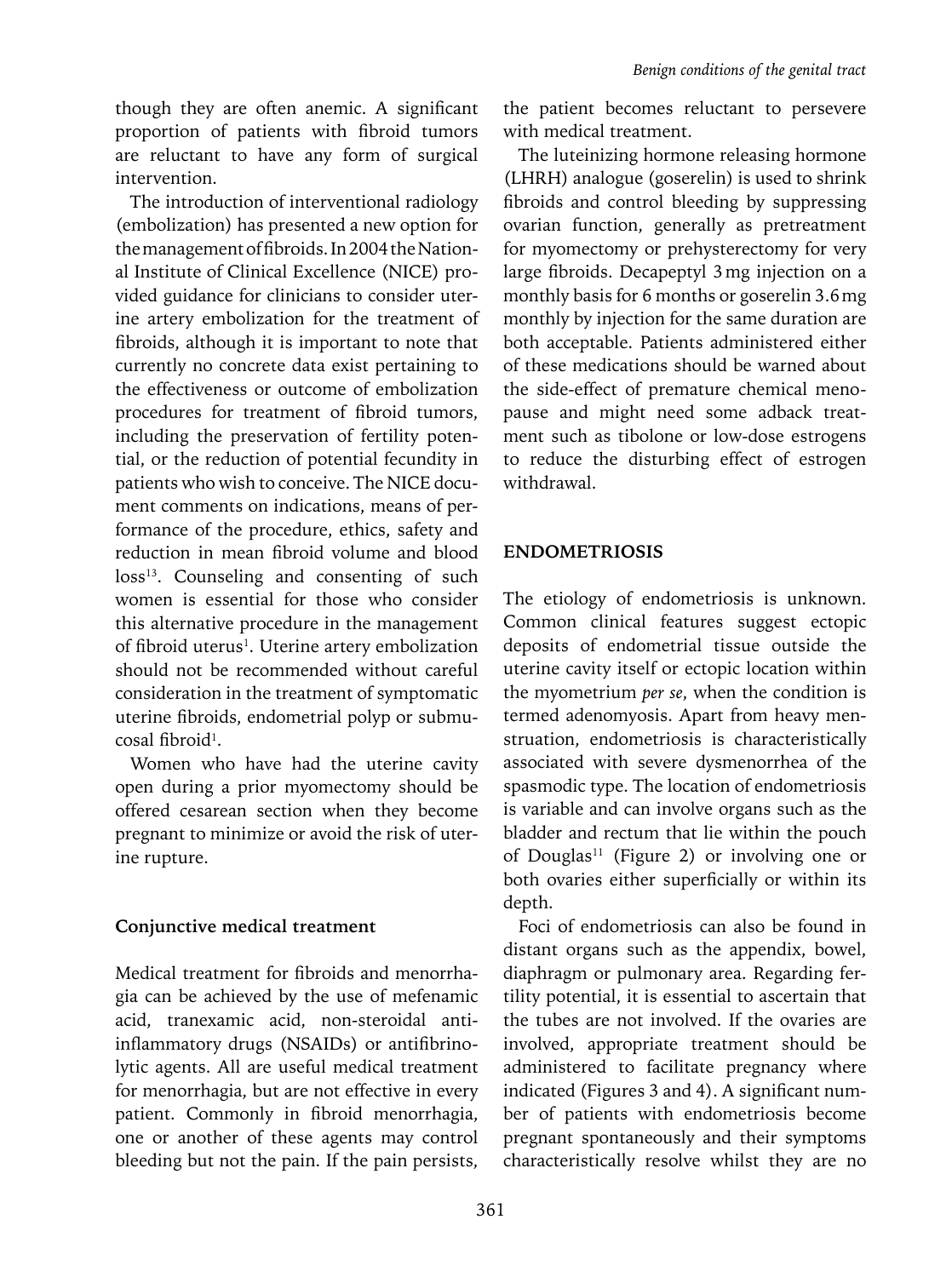though they are often anemic. A significant proportion of patients with fibroid tumors are reluctant to have any form of surgical intervention.

The introduction of interventional radiology (embolization) has presented a new option for the management of fibroids. In 2004 the National Institute of Clinical Excellence (NICE) provided guidance for clinicians to consider uterine artery embolization for the treatment of fibroids, although it is important to note that currently no concrete data exist pertaining to the effectiveness or outcome of embolization procedures for treatment of fibroid tumors, including the preservation of fertility potential, or the reduction of potential fecundity in patients who wish to conceive. The NICE document comments on indications, means of performance of the procedure, ethics, safety and reduction in mean fibroid volume and blood loss[13]. Counseling and consenting of such women is essential for those who consider this alternative procedure in the management of fibroid uterus[1]. Uterine artery embolization should not be recommended without careful consideration in the treatment of symptomatic uterine fibroids, endometrial polyp or submucosal fibroid[1].

Women who have had the uterine cavity open during a prior myomectomy should be offered cesarean section when they become pregnant to minimize or avoid the risk of uterine rupture.

### Conjunctive medical treatment

Medical treatment for fibroids and menorrhagia can be achieved by the use of mefenamic acid, tranexamic acid, non-steroidal anti-inflammatory drugs (NSAIDs) or antifibrinolytic agents. All are useful medical treatment for menorrhagia, but are not effective in every patient. Commonly in fibroid menorrhagia, one or another of these agents may control bleeding but not the pain. If the pain persists, the patient becomes reluctant to persevere with medical treatment.

The luteinizing hormone releasing hormone (LHRH) analogue (goserelin) is used to shrink fibroids and control bleeding by suppressing ovarian function, generally as pretreatment for myomectomy or prehysterectomy for very large fibroids. Decapeptyl 3 mg injection on a monthly basis for 6 months or goserelin 3.6 mg monthly by injection for the same duration are both acceptable. Patients administered either of these medications should be warned about the side-effect of premature chemical menopause and might need some adback treatment such as tibolone or low-dose estrogens to reduce the disturbing effect of estrogen withdrawal.

## ENDOMETRIOSIS

The etiology of endometriosis is unknown. Common clinical features suggest ectopic deposits of endometrial tissue outside the uterine cavity itself or ectopic location within the myometrium *per se*, when the condition is termed adenomyosis. Apart from heavy menstruation, endometriosis is characteristically associated with severe dysmenorrhea of the spasmodic type. The location of endometriosis is variable and can involve organs such as the bladder and rectum that lie within the pouch of Douglas[11] (Figure 2) or involving one or both ovaries either superficially or within its depth.

Foci of endometriosis can also be found in distant organs such as the appendix, bowel, diaphragm or pulmonary area. Regarding fertility potential, it is essential to ascertain that the tubes are not involved. If the ovaries are involved, appropriate treatment should be administered to facilitate pregnancy where indicated (Figures 3 and 4). A significant number of patients with endometriosis become pregnant spontaneously and their symptoms characteristically resolve whilst they are no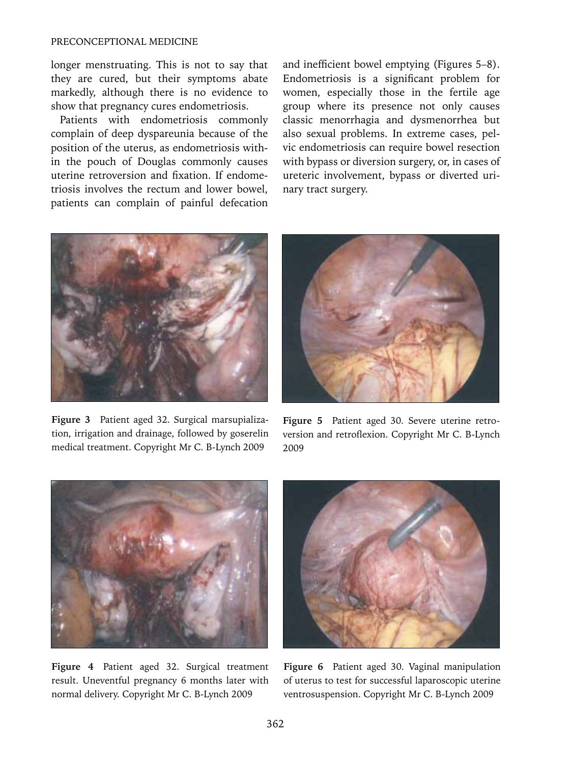longer menstruating. This is not to say that they are cured, but their symptoms abate markedly, although there is no evidence to show that pregnancy cures endometriosis.

Patients with endometriosis commonly complain of deep dyspareunia because of the position of the uterus, as endometriosis within the pouch of Douglas commonly causes uterine retroversion and fixation. If endometriosis involves the rectum and lower bowel, patients can complain of painful defecation and inefficient bowel emptying (Figures 5–8). Endometriosis is a significant problem for women, especially those in the fertile age group where its presence not only causes classic menorrhagia and dysmenorrhea but also sexual problems. In extreme cases, pelvic endometriosis can require bowel resection with bypass or diversion surgery, or, in cases of ureteric involvement, bypass or diverted urinary tract surgery.

**Figure 3** Patient aged 32. Surgical marsupialization, irrigation and drainage, followed by goserelin medical treatment. Copyright Mr C. B-Lynch 2009

**Figure 5** Patient aged 30. Severe uterine retroversion and retroflexion. Copyright Mr C. B-Lynch 2009

**Figure 4** Patient aged 32. Surgical treatment result. Uneventful pregnancy 6 months later with normal delivery. Copyright Mr C. B-Lynch 2009

**Figure 6** Patient aged 30. Vaginal manipulation of uterus to test for successful laparoscopic uterine ventrosuspension. Copyright Mr C. B-Lynch 2009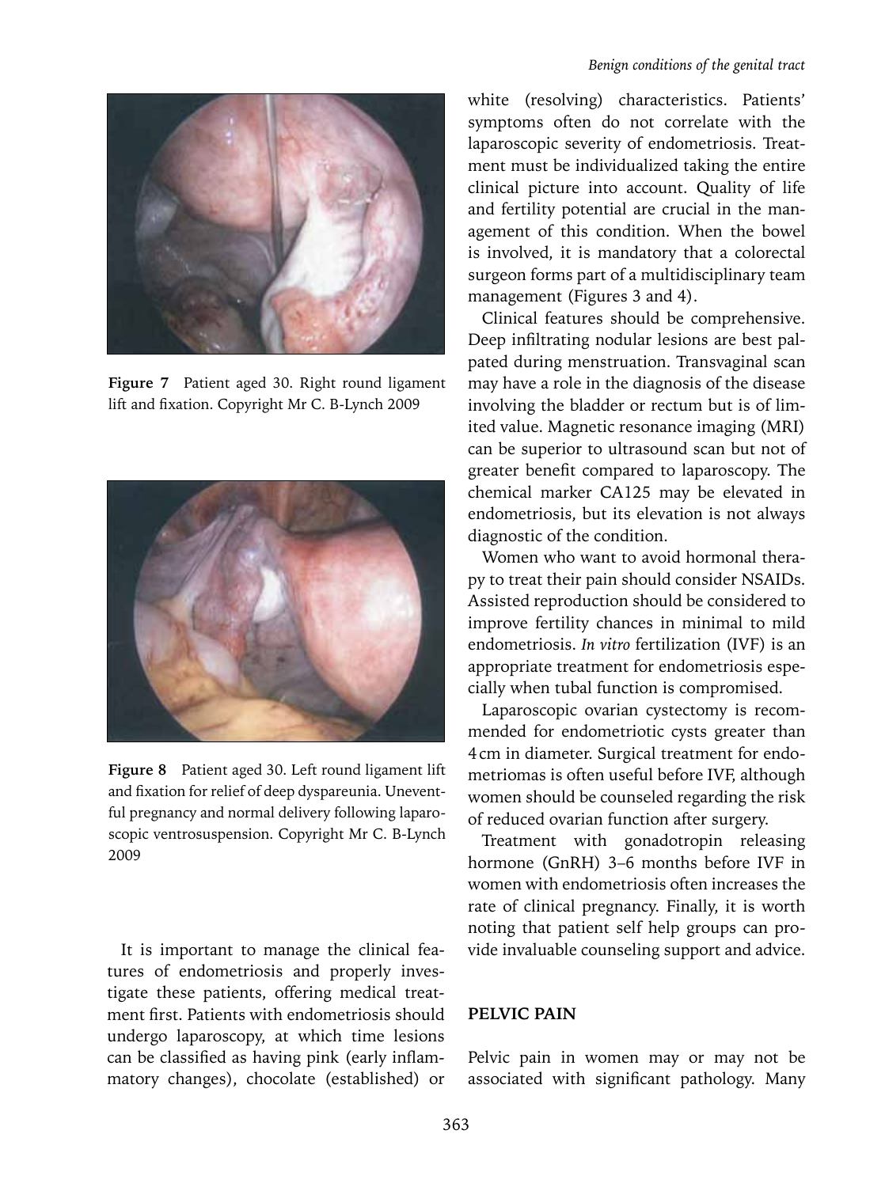Figure 7 Patient aged 30. Right round ligament lift and fixation. Copyright Mr C. B-Lynch 2009

Figure 8 Patient aged 30. Left round ligament lift and fixation for relief of deep dyspareunia. Uneventful pregnancy and normal delivery following laparoscopic ventrosuspension. Copyright Mr C. B-Lynch 2009

It is important to manage the clinical features of endometriosis and properly investigate these patients, offering medical treatment first. Patients with endometriosis should undergo laparoscopy, at which time lesions can be classified as having pink (early inflammatory changes), chocolate (established) or white (resolving) characteristics. Patients' symptoms often do not correlate with the laparoscopic severity of endometriosis. Treatment must be individualized taking the entire clinical picture into account. Quality of life and fertility potential are crucial in the management of this condition. When the bowel is involved, it is mandatory that a colorectal surgeon forms part of a multidisciplinary team management (Figures 3 and 4).

Clinical features should be comprehensive. Deep infiltrating nodular lesions are best palpated during menstruation. Transvaginal scan may have a role in the diagnosis of the disease involving the bladder or rectum but is of limited value. Magnetic resonance imaging (MRI) can be superior to ultrasound scan but not of greater benefit compared to laparoscopy. The chemical marker CA125 may be elevated in endometriosis, but its elevation is not always diagnostic of the condition.

Women who want to avoid hormonal therapy to treat their pain should consider NSAIDs. Assisted reproduction should be considered to improve fertility chances in minimal to mild endometriosis. *In vitro* fertilization (IVF) is an appropriate treatment for endometriosis especially when tubal function is compromised.

Laparoscopic ovarian cystectomy is recommended for endometriotic cysts greater than 4 cm in diameter. Surgical treatment for endometriomas is often useful before IVF, although women should be counseled regarding the risk of reduced ovarian function after surgery.

Treatment with gonadotropin releasing hormone (GnRH) 3–6 months before IVF in women with endometriosis often increases the rate of clinical pregnancy. Finally, it is worth noting that patient self help groups can provide invaluable counseling support and advice.

## PELVIC PAIN

Pelvic pain in women may or may not be associated with significant pathology. Many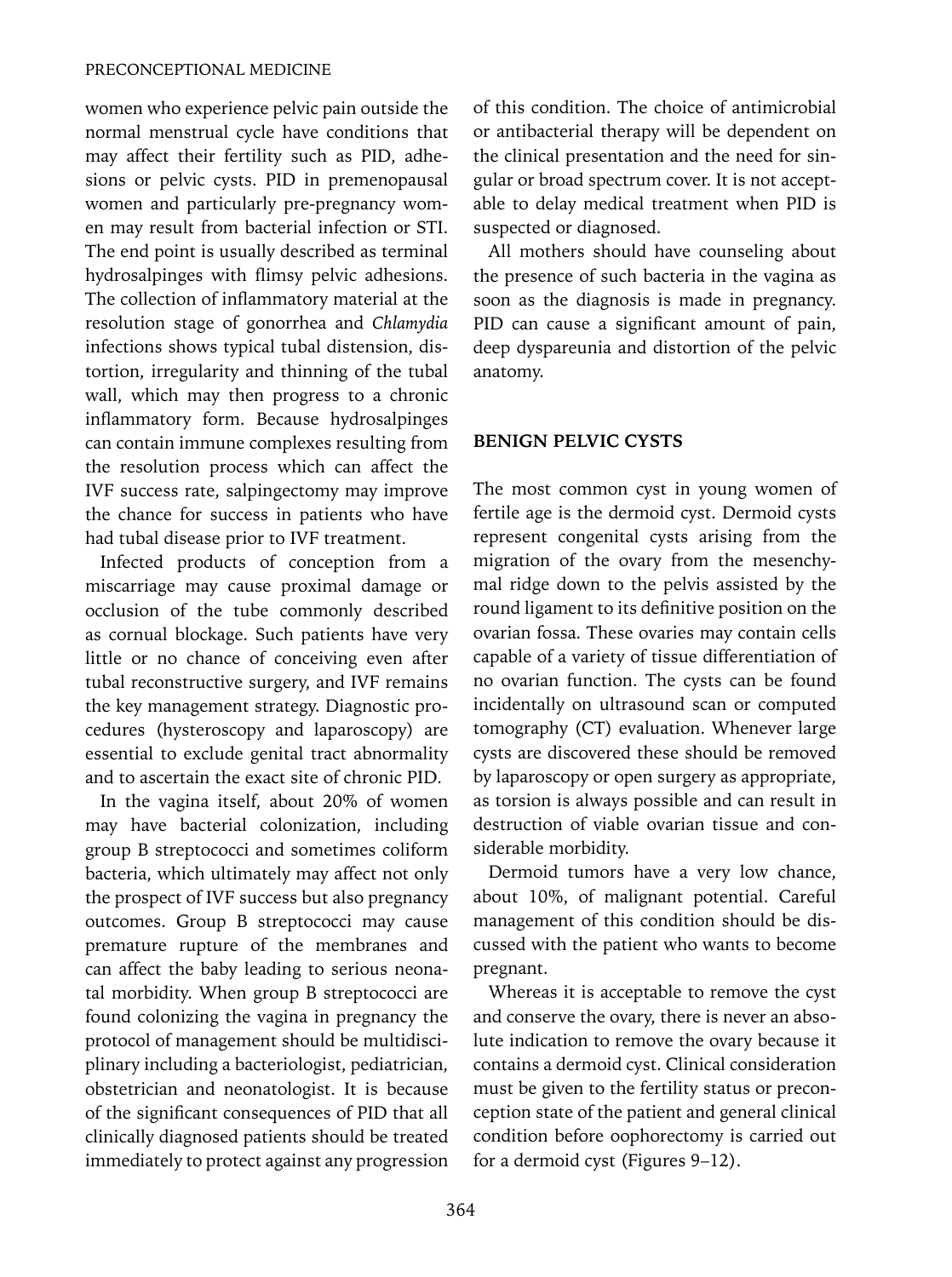women who experience pelvic pain outside the normal menstrual cycle have conditions that may affect their fertility such as PID, adhesions or pelvic cysts. PID in premenopausal women and particularly pre-pregnancy women may result from bacterial infection or STI. The end point is usually described as terminal hydrosalpinges with flimsy pelvic adhesions. The collection of inflammatory material at the resolution stage of gonorrhea and *Chlamydia* infections shows typical tubal distension, distortion, irregularity and thinning of the tubal wall, which may then progress to a chronic inflammatory form. Because hydrosalpinges can contain immune complexes resulting from the resolution process which can affect the IVF success rate, salpingectomy may improve the chance for success in patients who have had tubal disease prior to IVF treatment.

Infected products of conception from a miscarriage may cause proximal damage or occlusion of the tube commonly described as cornual blockage. Such patients have very little or no chance of conceiving even after tubal reconstructive surgery, and IVF remains the key management strategy. Diagnostic procedures (hysteroscopy and laparoscopy) are essential to exclude genital tract abnormality and to ascertain the exact site of chronic PID.

In the vagina itself, about 20% of women may have bacterial colonization, including group B streptococci and sometimes coliform bacteria, which ultimately may affect not only the prospect of IVF success but also pregnancy outcomes. Group B streptococci may cause premature rupture of the membranes and can affect the baby leading to serious neonatal morbidity. When group B streptococci are found colonizing the vagina in pregnancy the protocol of management should be multidisciplinary including a bacteriologist, pediatrician, obstetrician and neonatologist. It is because of the significant consequences of PID that all clinically diagnosed patients should be treated immediately to protect against any progression of this condition. The choice of antimicrobial or antibacterial therapy will be dependent on the clinical presentation and the need for singular or broad spectrum cover. It is not acceptable to delay medical treatment when PID is suspected or diagnosed.

All mothers should have counseling about the presence of such bacteria in the vagina as soon as the diagnosis is made in pregnancy. PID can cause a significant amount of pain, deep dyspareunia and distortion of the pelvic anatomy.

## BENIGN PELVIC CYSTS

The most common cyst in young women of fertile age is the dermoid cyst. Dermoid cysts represent congenital cysts arising from the migration of the ovary from the mesenchymal ridge down to the pelvis assisted by the round ligament to its definitive position on the ovarian fossa. These ovaries may contain cells capable of a variety of tissue differentiation of no ovarian function. The cysts can be found incidentally on ultrasound scan or computed tomography (CT) evaluation. Whenever large cysts are discovered these should be removed by laparoscopy or open surgery as appropriate, as torsion is always possible and can result in destruction of viable ovarian tissue and considerable morbidity.

Dermoid tumors have a very low chance, about 10%, of malignant potential. Careful management of this condition should be discussed with the patient who wants to become pregnant.

Whereas it is acceptable to remove the cyst and conserve the ovary, there is never an absolute indication to remove the ovary because it contains a dermoid cyst. Clinical consideration must be given to the fertility status or preconception state of the patient and general clinical condition before oophorectomy is carried out for a dermoid cyst (Figures 9–12).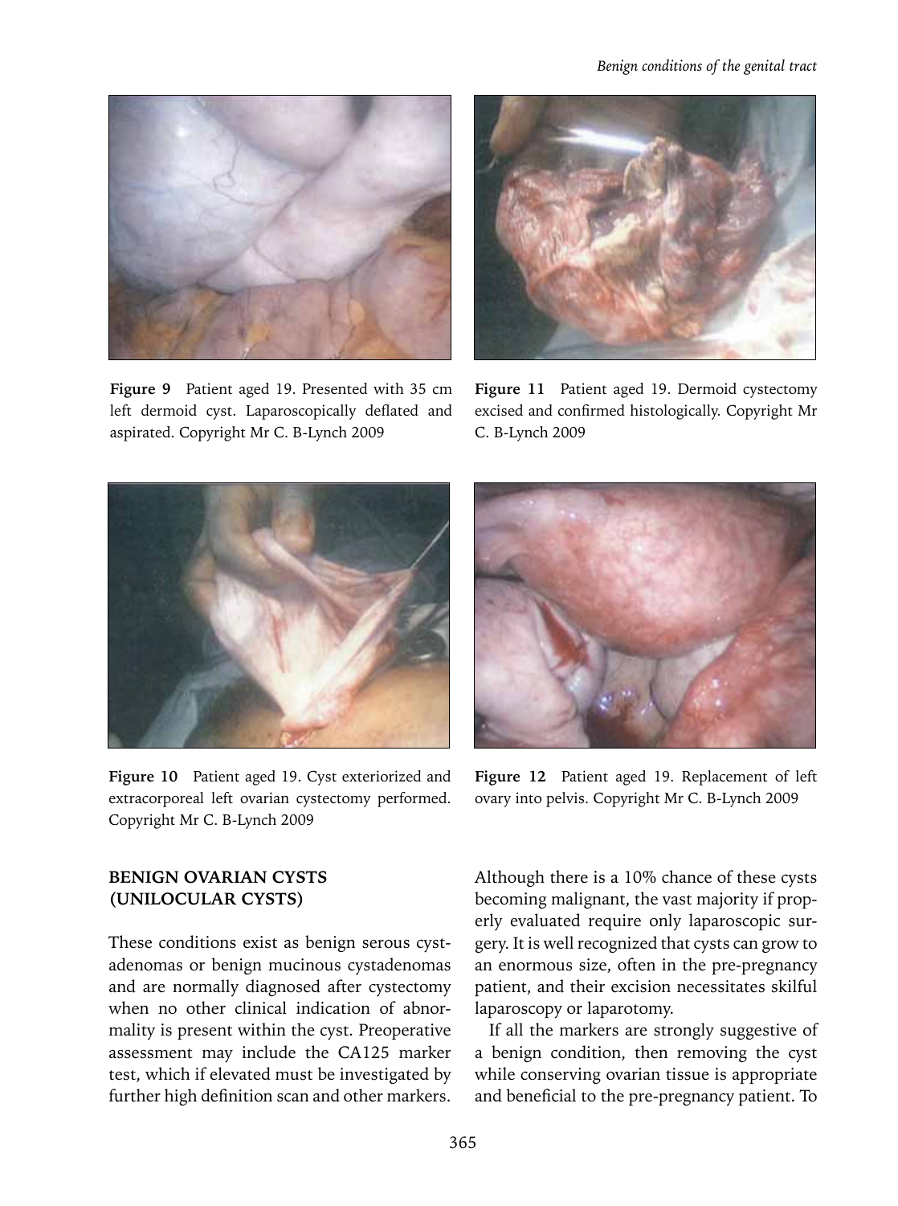Figure 9 Patient aged 19. Presented with 35 cm left dermoid cyst. Laparoscopically deflated and aspirated. Copyright Mr C. B-Lynch 2009

Figure 11 Patient aged 19. Dermoid cystectomy excised and confirmed histologically. Copyright Mr C. B-Lynch 2009

Figure 10 Patient aged 19. Cyst exteriorized and extracorporeal left ovarian cystectomy performed. Copyright Mr C. B-Lynch 2009

Figure 12 Patient aged 19. Replacement of left ovary into pelvis. Copyright Mr C. B-Lynch 2009

## BENIGN OVARIAN CYSTS (UNILOCULAR CYSTS)

These conditions exist as benign serous cystadenomas or benign mucinous cystadenomas and are normally diagnosed after cystectomy when no other clinical indication of abnormality is present within the cyst. Preoperative assessment may include the CA125 marker test, which if elevated must be investigated by further high definition scan and other markers. Although there is a 10% chance of these cysts becoming malignant, the vast majority if properly evaluated require only laparoscopic surgery. It is well recognized that cysts can grow to an enormous size, often in the pre-pregnancy patient, and their excision necessitates skilful laparoscopy or laparotomy.

If all the markers are strongly suggestive of a benign condition, then removing the cyst while conserving ovarian tissue is appropriate and beneficial to the pre-pregnancy patient. To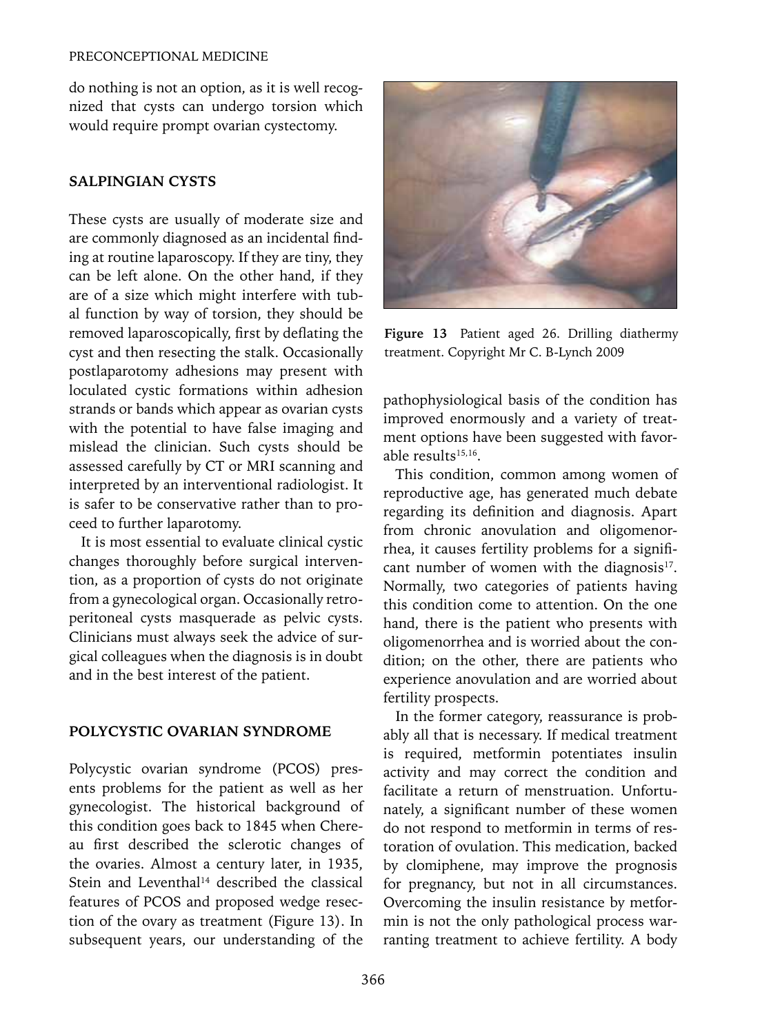do nothing is not an option, as it is well recognized that cysts can undergo torsion which would require prompt ovarian cystectomy.

## SALPINGIAN CYSTS

These cysts are usually of moderate size and are commonly diagnosed as an incidental finding at routine laparoscopy. If they are tiny, they can be left alone. On the other hand, if they are of a size which might interfere with tubal function by way of torsion, they should be removed laparoscopically, first by deflating the cyst and then resecting the stalk. Occasionally postlaparotomy adhesions may present with loculated cystic formations within adhesion strands or bands which appear as ovarian cysts with the potential to have false imaging and mislead the clinician. Such cysts should be assessed carefully by CT or MRI scanning and interpreted by an interventional radiologist. It is safer to be conservative rather than to proceed to further laparotomy.

It is most essential to evaluate clinical cystic changes thoroughly before surgical intervention, as a proportion of cysts do not originate from a gynecological organ. Occasionally retroperitoneal cysts masquerade as pelvic cysts. Clinicians must always seek the advice of surgical colleagues when the diagnosis is in doubt and in the best interest of the patient.

## POLYCYSTIC OVARIAN SYNDROME

Polycystic ovarian syndrome (PCOS) presents problems for the patient as well as her gynecologist. The historical background of this condition goes back to 1845 when Chereau first described the sclerotic changes of the ovaries. Almost a century later, in 1935, Stein and Leventhal[14] described the classical features of PCOS and proposed wedge resection of the ovary as treatment (Figure 13). In subsequent years, our understanding of the pathophysiological basis of the condition has improved enormously and a variety of treatment options have been suggested with favorable results[15,16].

**Figure 13** Patient aged 26. Drilling diathermy treatment. Copyright Mr C. B-Lynch 2009

This condition, common among women of reproductive age, has generated much debate regarding its definition and diagnosis. Apart from chronic anovulation and oligomenorrhea, it causes fertility problems for a significant number of women with the diagnosis[17]. Normally, two categories of patients having this condition come to attention. On the one hand, there is the patient who presents with oligomenorrhea and is worried about the condition; on the other, there are patients who experience anovulation and are worried about fertility prospects.

In the former category, reassurance is probably all that is necessary. If medical treatment is required, metformin potentiates insulin activity and may correct the condition and facilitate a return of menstruation. Unfortunately, a significant number of these women do not respond to metformin in terms of restoration of ovulation. This medication, backed by clomiphene, may improve the prognosis for pregnancy, but not in all circumstances. Overcoming the insulin resistance by metformin is not the only pathological process warranting treatment to achieve fertility. A body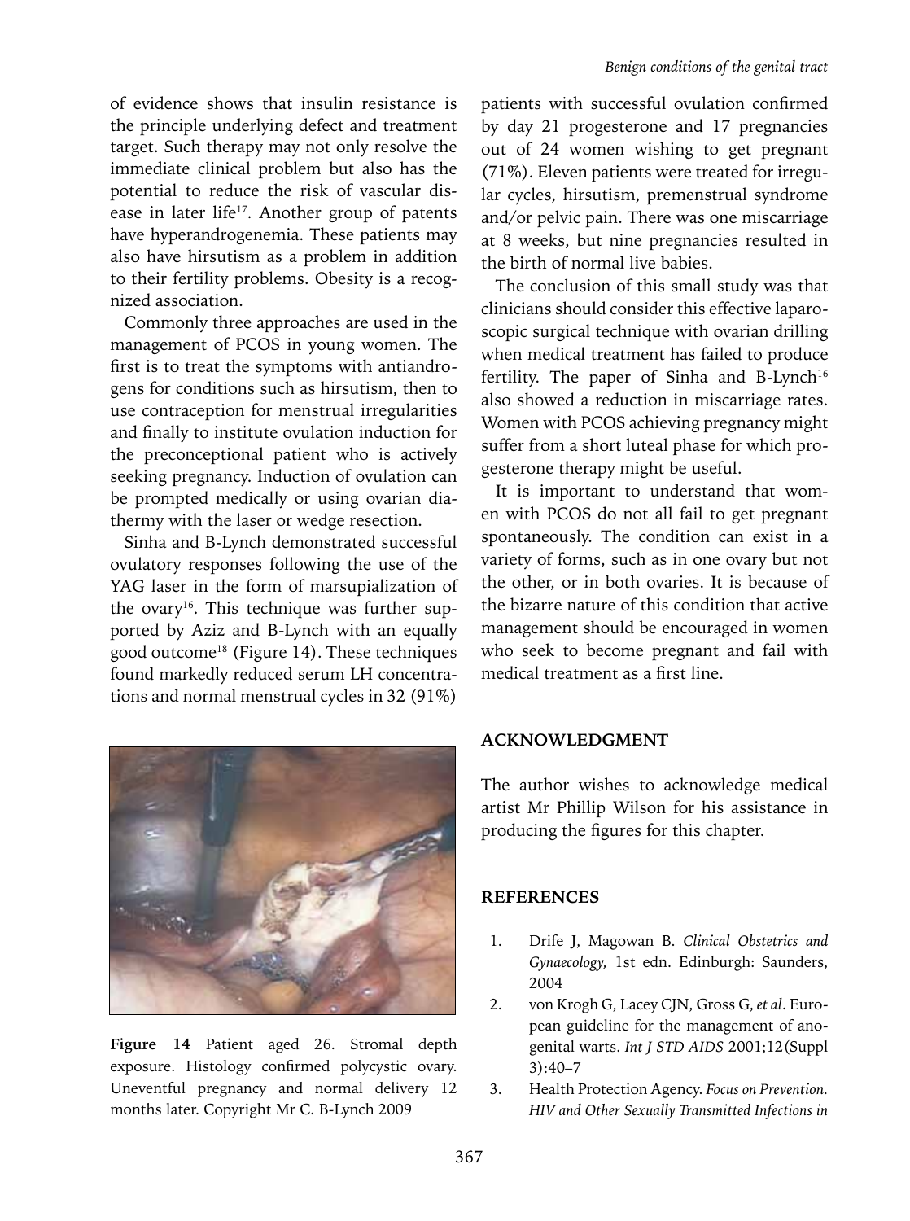of evidence shows that insulin resistance is the principle underlying defect and treatment target. Such therapy may not only resolve the immediate clinical problem but also has the potential to reduce the risk of vascular disease in later life[17]. Another group of patents have hyperandrogenemia. These patients may also have hirsutism as a problem in addition to their fertility problems. Obesity is a recognized association.

Commonly three approaches are used in the management of PCOS in young women. The first is to treat the symptoms with antiandrogens for conditions such as hirsutism, then to use contraception for menstrual irregularities and finally to institute ovulation induction for the preconceptional patient who is actively seeking pregnancy. Induction of ovulation can be prompted medically or using ovarian diathermy with the laser or wedge resection.

Sinha and B-Lynch demonstrated successful ovulatory responses following the use of the YAG laser in the form of marsupialization of the ovary[16]. This technique was further supported by Aziz and B-Lynch with an equally good outcome[18] (Figure 14). These techniques found markedly reduced serum LH concentrations and normal menstrual cycles in 32 (91%) patients with successful ovulation confirmed by day 21 progesterone and 17 pregnancies out of 24 women wishing to get pregnant (71%). Eleven patients were treated for irregular cycles, hirsutism, premenstrual syndrome and/or pelvic pain. There was one miscarriage at 8 weeks, but nine pregnancies resulted in the birth of normal live babies.

**Figure 14** Patient aged 26. Stromal depth exposure. Histology confirmed polycystic ovary. Uneventful pregnancy and normal delivery 12 months later. Copyright Mr C. B-Lynch 2009

The conclusion of this small study was that clinicians should consider this effective laparoscopic surgical technique with ovarian drilling when medical treatment has failed to produce fertility. The paper of Sinha and B-Lynch[16] also showed a reduction in miscarriage rates. Women with PCOS achieving pregnancy might suffer from a short luteal phase for which progesterone therapy might be useful.

It is important to understand that women with PCOS do not all fail to get pregnant spontaneously. The condition can exist in a variety of forms, such as in one ovary but not the other, or in both ovaries. It is because of the bizarre nature of this condition that active management should be encouraged in women who seek to become pregnant and fail with medical treatment as a first line.

## ACKNOWLEDGMENT

The author wishes to acknowledge medical artist Mr Phillip Wilson for his assistance in producing the figures for this chapter.

## REFERENCES

1. Drife J, Magowan B. *Clinical Obstetrics and Gynaecology*, 1st edn. Edinburgh: Saunders, 2004
2. von Krogh G, Lacey CJN, Gross G, *et al*. European guideline for the management of anogenital warts. *Int J STD AIDS* 2001;12(Suppl 3):40–7
3. Health Protection Agency. *Focus on Prevention. HIV and Other Sexually Transmitted Infections in*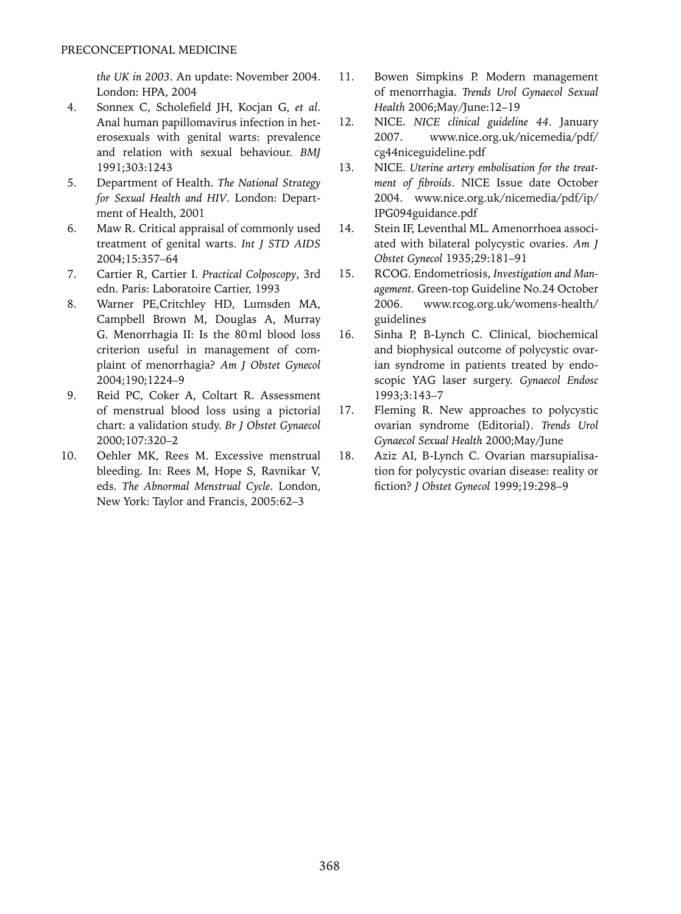*the UK in 2003*. An update: November 2004. London: HPA, 2004

4. Sonnex C, Scholefield JH, Kocjan G, *et al*. Anal human papillomavirus infection in heterosexuals with genital warts: prevalence and relation with sexual behaviour. *BMJ* 1991;303:1243
5. Department of Health. *The National Strategy for Sexual Health and HIV*. London: Department of Health, 2001
6. Maw R. Critical appraisal of commonly used treatment of genital warts. *Int J STD AIDS* 2004;15:357–64
7. Cartier R, Cartier I. *Practical Colposcopy*, 3rd edn. Paris: Laboratoire Cartier, 1993
8. Warner PE,Critchley HD, Lumsden MA, Campbell Brown M, Douglas A, Murray G. Menorrhagia II: Is the 80 ml blood loss criterion useful in management of complaint of menorrhagia? *Am J Obstet Gynecol* 2004;190;1224–9
9. Reid PC, Coker A, Coltart R. Assessment of menstrual blood loss using a pictorial chart: a validation study. *Br J Obstet Gynaecol* 2000;107:320–2
10. Oehler MK, Rees M. Excessive menstrual bleeding. In: Rees M, Hope S, Ravnikar V, eds. *The Abnormal Menstrual Cycle*. London, New York: Taylor and Francis, 2005:62–3
11. Bowen Simpkins P. Modern management of menorrhagia. *Trends Urol Gynaecol Sexual Health* 2006;May/June:12–19
12. NICE. *NICE clinical guideline 44*. January 2007. www.nice.org.uk/nicemedia/pdf/cg44niceguideline.pdf
13. NICE. *Uterine artery embolisation for the treatment of fibroids*. NICE Issue date October 2004. www.nice.org.uk/nicemedia/pdf/ip/IPG094guidance.pdf
14. Stein IF, Leventhal ML. Amenorrhoea associated with bilateral polycystic ovaries. *Am J Obstet Gynecol* 1935;29:181–91
15. RCOG. Endometriosis, *Investigation and Management*. Green-top Guideline No.24 October 2006. www.rcog.org.uk/womens-health/guidelines
16. Sinha P, B-Lynch C. Clinical, biochemical and biophysical outcome of polycystic ovarian syndrome in patients treated by endoscopic YAG laser surgery. *Gynaecol Endosc* 1993;3:143–7
17. Fleming R. New approaches to polycystic ovarian syndrome (Editorial). *Trends Urol Gynaecol Sexual Health* 2000;May/June
18. Aziz AI, B-Lynch C. Ovarian marsupialisation for polycystic ovarian disease: reality or fiction? *J Obstet Gynecol* 1999;19:298–9